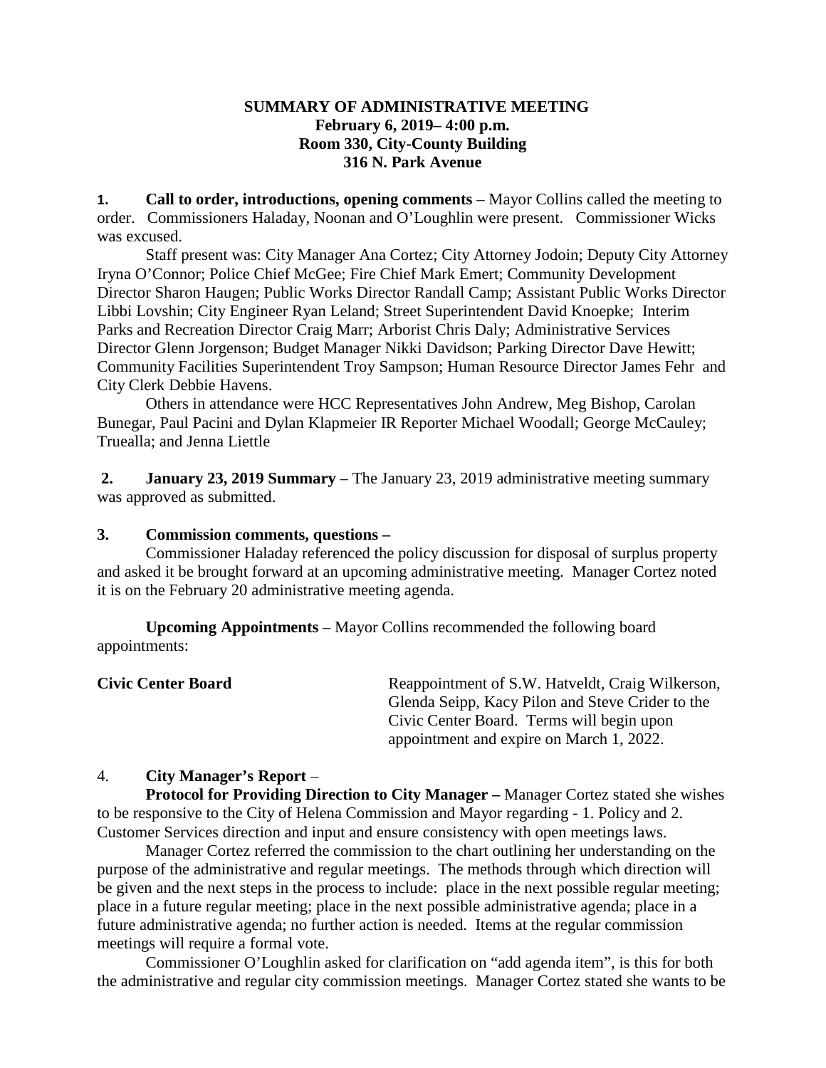**SUMMARY OF ADMINISTRATIVE MEETING**
**February 6, 2019– 4:00 p.m.**
**Room 330, City-County Building**
**316 N. Park Avenue**

**1. Call to order, introductions, opening comments** – Mayor Collins called the meeting to order. Commissioners Haladay, Noonan and O'Loughlin were present. Commissioner Wicks was excused.

Staff present was: City Manager Ana Cortez; City Attorney Jodoin; Deputy City Attorney Iryna O'Connor; Police Chief McGee; Fire Chief Mark Emert; Community Development Director Sharon Haugen; Public Works Director Randall Camp; Assistant Public Works Director Libbi Lovshin; City Engineer Ryan Leland; Street Superintendent David Knoepke; Interim Parks and Recreation Director Craig Marr; Arborist Chris Daly; Administrative Services Director Glenn Jorgenson; Budget Manager Nikki Davidson; Parking Director Dave Hewitt; Community Facilities Superintendent Troy Sampson; Human Resource Director James Fehr and City Clerk Debbie Havens.

Others in attendance were HCC Representatives John Andrew, Meg Bishop, Carolan Bunegar, Paul Pacini and Dylan Klapmeier IR Reporter Michael Woodall; George McCauley; Truealla; and Jenna Liettle

**2. January 23, 2019 Summary** – The January 23, 2019 administrative meeting summary was approved as submitted.

**3. Commission comments, questions –**

Commissioner Haladay referenced the policy discussion for disposal of surplus property and asked it be brought forward at an upcoming administrative meeting. Manager Cortez noted it is on the February 20 administrative meeting agenda.

**Upcoming Appointments** – Mayor Collins recommended the following board appointments:

**Civic Center Board** — Reappointment of S.W. Hatveldt, Craig Wilkerson, Glenda Seipp, Kacy Pilon and Steve Crider to the Civic Center Board. Terms will begin upon appointment and expire on March 1, 2022.

4. **City Manager's Report** –

**Protocol for Providing Direction to City Manager –** Manager Cortez stated she wishes to be responsive to the City of Helena Commission and Mayor regarding - 1. Policy and 2. Customer Services direction and input and ensure consistency with open meetings laws.

Manager Cortez referred the commission to the chart outlining her understanding on the purpose of the administrative and regular meetings. The methods through which direction will be given and the next steps in the process to include: place in the next possible regular meeting; place in a future regular meeting; place in the next possible administrative agenda; place in a future administrative agenda; no further action is needed. Items at the regular commission meetings will require a formal vote.

Commissioner O'Loughlin asked for clarification on "add agenda item", is this for both the administrative and regular city commission meetings. Manager Cortez stated she wants to be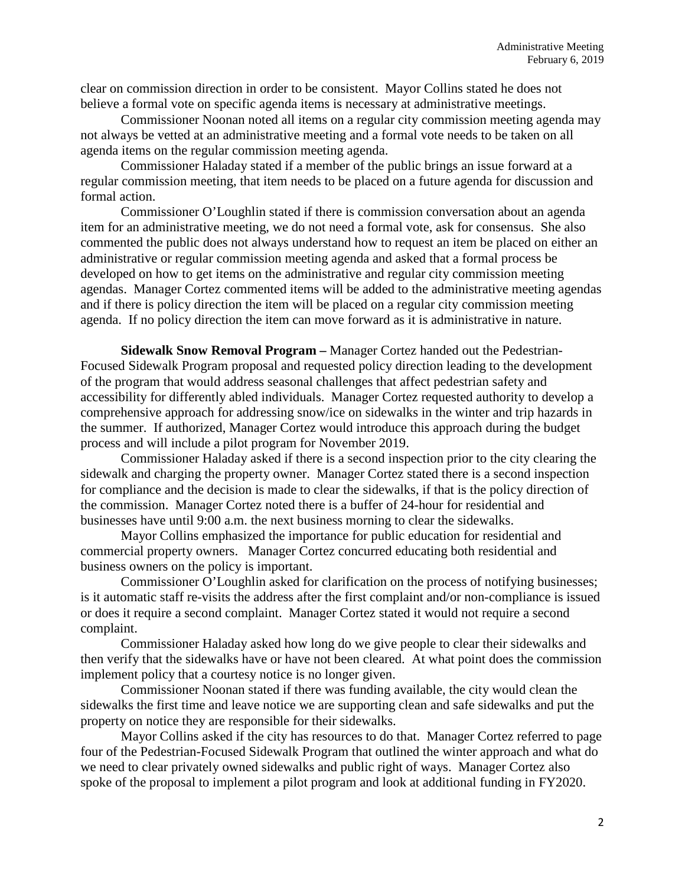clear on commission direction in order to be consistent. Mayor Collins stated he does not believe a formal vote on specific agenda items is necessary at administrative meetings.

Commissioner Noonan noted all items on a regular city commission meeting agenda may not always be vetted at an administrative meeting and a formal vote needs to be taken on all agenda items on the regular commission meeting agenda.

Commissioner Haladay stated if a member of the public brings an issue forward at a regular commission meeting, that item needs to be placed on a future agenda for discussion and formal action.

Commissioner O'Loughlin stated if there is commission conversation about an agenda item for an administrative meeting, we do not need a formal vote, ask for consensus. She also commented the public does not always understand how to request an item be placed on either an administrative or regular commission meeting agenda and asked that a formal process be developed on how to get items on the administrative and regular city commission meeting agendas. Manager Cortez commented items will be added to the administrative meeting agendas and if there is policy direction the item will be placed on a regular city commission meeting agenda. If no policy direction the item can move forward as it is administrative in nature.

**Sidewalk Snow Removal Program –** Manager Cortez handed out the Pedestrian-Focused Sidewalk Program proposal and requested policy direction leading to the development of the program that would address seasonal challenges that affect pedestrian safety and accessibility for differently abled individuals. Manager Cortez requested authority to develop a comprehensive approach for addressing snow/ice on sidewalks in the winter and trip hazards in the summer. If authorized, Manager Cortez would introduce this approach during the budget process and will include a pilot program for November 2019.

Commissioner Haladay asked if there is a second inspection prior to the city clearing the sidewalk and charging the property owner. Manager Cortez stated there is a second inspection for compliance and the decision is made to clear the sidewalks, if that is the policy direction of the commission. Manager Cortez noted there is a buffer of 24-hour for residential and businesses have until 9:00 a.m. the next business morning to clear the sidewalks.

Mayor Collins emphasized the importance for public education for residential and commercial property owners. Manager Cortez concurred educating both residential and business owners on the policy is important.

Commissioner O'Loughlin asked for clarification on the process of notifying businesses; is it automatic staff re-visits the address after the first complaint and/or non-compliance is issued or does it require a second complaint. Manager Cortez stated it would not require a second complaint.

Commissioner Haladay asked how long do we give people to clear their sidewalks and then verify that the sidewalks have or have not been cleared. At what point does the commission implement policy that a courtesy notice is no longer given.

Commissioner Noonan stated if there was funding available, the city would clean the sidewalks the first time and leave notice we are supporting clean and safe sidewalks and put the property on notice they are responsible for their sidewalks.

Mayor Collins asked if the city has resources to do that. Manager Cortez referred to page four of the Pedestrian-Focused Sidewalk Program that outlined the winter approach and what do we need to clear privately owned sidewalks and public right of ways. Manager Cortez also spoke of the proposal to implement a pilot program and look at additional funding in FY2020.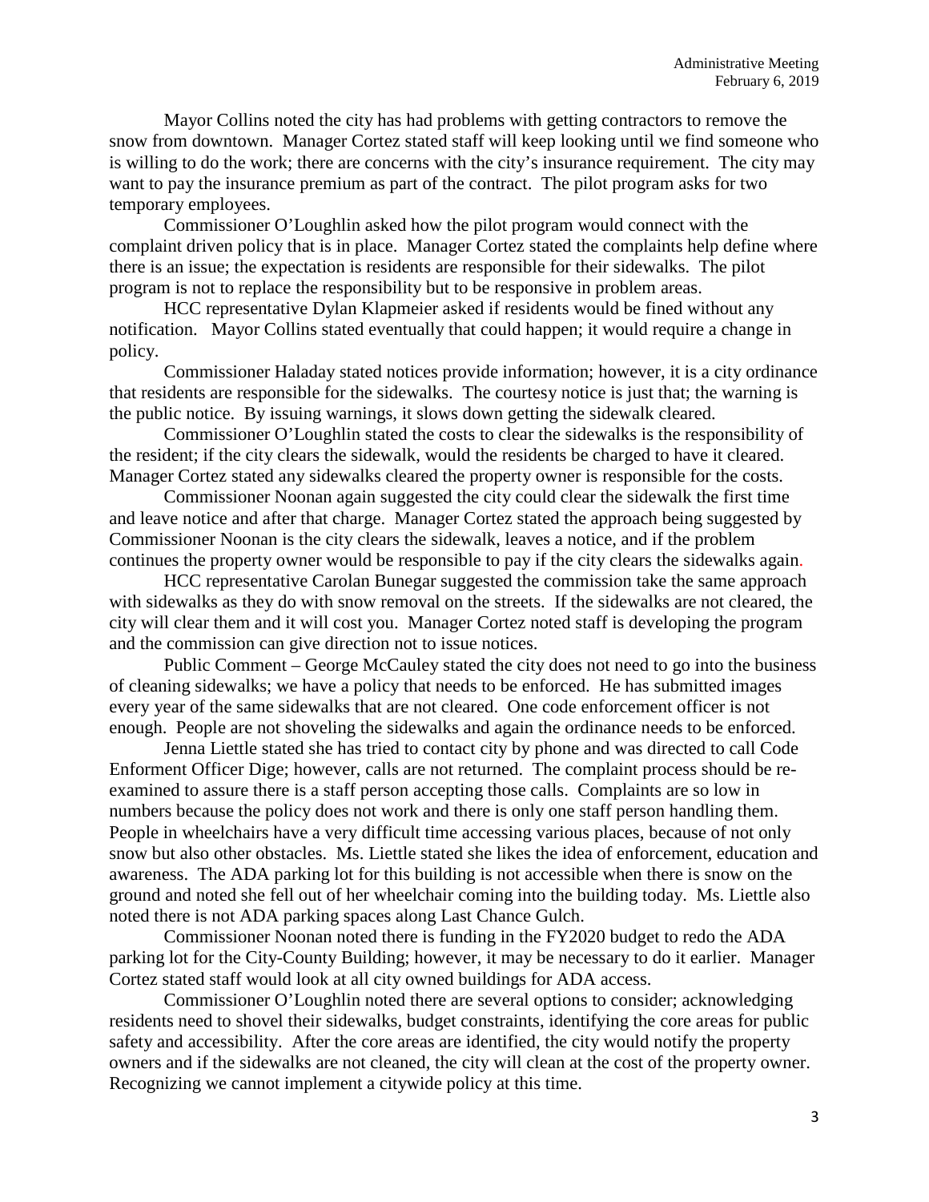Mayor Collins noted the city has had problems with getting contractors to remove the snow from downtown. Manager Cortez stated staff will keep looking until we find someone who is willing to do the work; there are concerns with the city's insurance requirement. The city may want to pay the insurance premium as part of the contract. The pilot program asks for two temporary employees.

Commissioner O'Loughlin asked how the pilot program would connect with the complaint driven policy that is in place. Manager Cortez stated the complaints help define where there is an issue; the expectation is residents are responsible for their sidewalks. The pilot program is not to replace the responsibility but to be responsive in problem areas.

HCC representative Dylan Klapmeier asked if residents would be fined without any notification. Mayor Collins stated eventually that could happen; it would require a change in policy.

Commissioner Haladay stated notices provide information; however, it is a city ordinance that residents are responsible for the sidewalks. The courtesy notice is just that; the warning is the public notice. By issuing warnings, it slows down getting the sidewalk cleared.

Commissioner O'Loughlin stated the costs to clear the sidewalks is the responsibility of the resident; if the city clears the sidewalk, would the residents be charged to have it cleared. Manager Cortez stated any sidewalks cleared the property owner is responsible for the costs.

Commissioner Noonan again suggested the city could clear the sidewalk the first time and leave notice and after that charge. Manager Cortez stated the approach being suggested by Commissioner Noonan is the city clears the sidewalk, leaves a notice, and if the problem continues the property owner would be responsible to pay if the city clears the sidewalks again.

HCC representative Carolan Bunegar suggested the commission take the same approach with sidewalks as they do with snow removal on the streets. If the sidewalks are not cleared, the city will clear them and it will cost you. Manager Cortez noted staff is developing the program and the commission can give direction not to issue notices.

Public Comment – George McCauley stated the city does not need to go into the business of cleaning sidewalks; we have a policy that needs to be enforced. He has submitted images every year of the same sidewalks that are not cleared. One code enforcement officer is not enough. People are not shoveling the sidewalks and again the ordinance needs to be enforced.

Jenna Liettle stated she has tried to contact city by phone and was directed to call Code Enforment Officer Dige; however, calls are not returned. The complaint process should be re-examined to assure there is a staff person accepting those calls. Complaints are so low in numbers because the policy does not work and there is only one staff person handling them. People in wheelchairs have a very difficult time accessing various places, because of not only snow but also other obstacles. Ms. Liettle stated she likes the idea of enforcement, education and awareness. The ADA parking lot for this building is not accessible when there is snow on the ground and noted she fell out of her wheelchair coming into the building today. Ms. Liettle also noted there is not ADA parking spaces along Last Chance Gulch.

Commissioner Noonan noted there is funding in the FY2020 budget to redo the ADA parking lot for the City-County Building; however, it may be necessary to do it earlier. Manager Cortez stated staff would look at all city owned buildings for ADA access.

Commissioner O'Loughlin noted there are several options to consider; acknowledging residents need to shovel their sidewalks, budget constraints, identifying the core areas for public safety and accessibility. After the core areas are identified, the city would notify the property owners and if the sidewalks are not cleaned, the city will clean at the cost of the property owner. Recognizing we cannot implement a citywide policy at this time.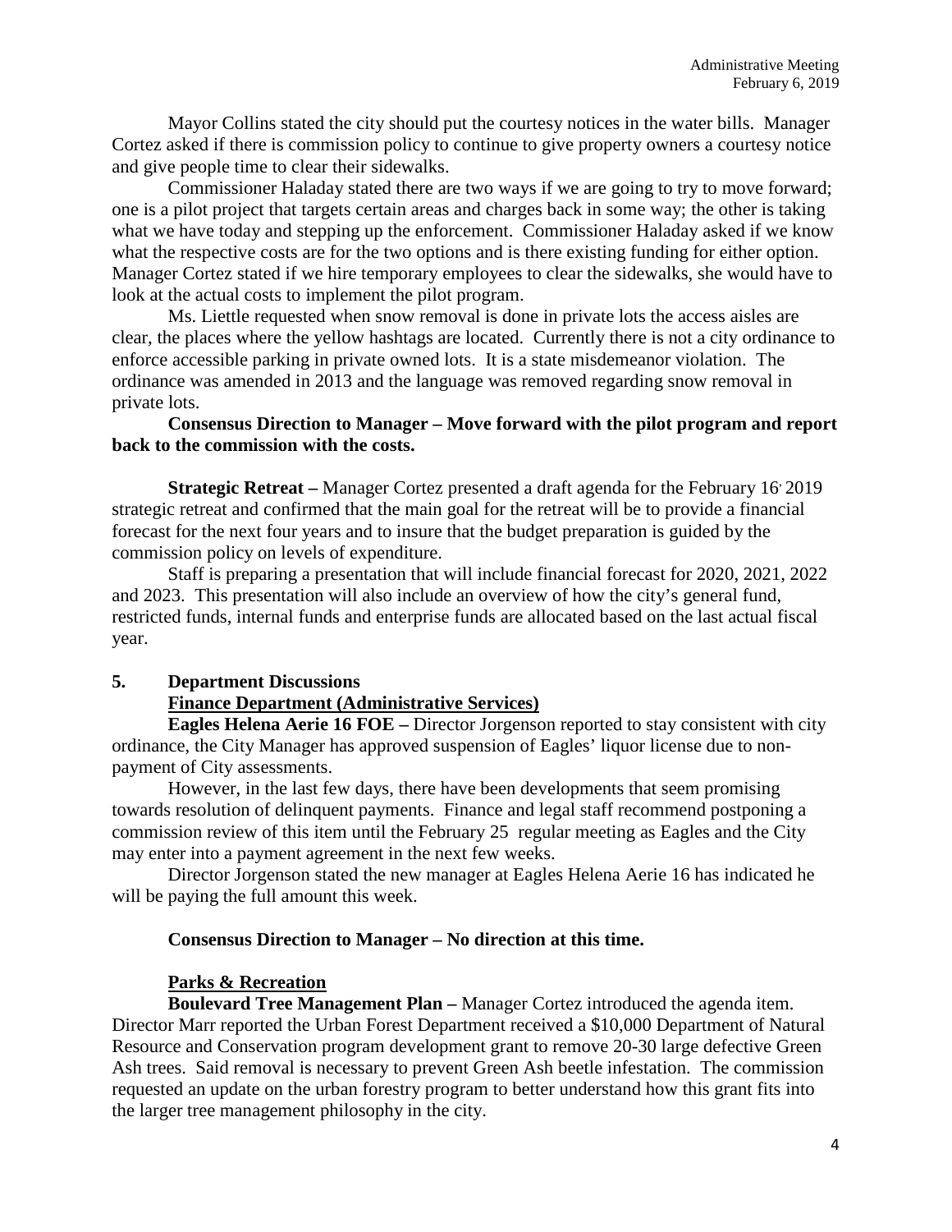Mayor Collins stated the city should put the courtesy notices in the water bills. Manager Cortez asked if there is commission policy to continue to give property owners a courtesy notice and give people time to clear their sidewalks.

Commissioner Haladay stated there are two ways if we are going to try to move forward; one is a pilot project that targets certain areas and charges back in some way; the other is taking what we have today and stepping up the enforcement. Commissioner Haladay asked if we know what the respective costs are for the two options and is there existing funding for either option. Manager Cortez stated if we hire temporary employees to clear the sidewalks, she would have to look at the actual costs to implement the pilot program.

Ms. Liettle requested when snow removal is done in private lots the access aisles are clear, the places where the yellow hashtags are located. Currently there is not a city ordinance to enforce accessible parking in private owned lots. It is a state misdemeanor violation. The ordinance was amended in 2013 and the language was removed regarding snow removal in private lots.

**Consensus Direction to Manager – Move forward with the pilot program and report back to the commission with the costs.**

**Strategic Retreat –** Manager Cortez presented a draft agenda for the February 16, 2019 strategic retreat and confirmed that the main goal for the retreat will be to provide a financial forecast for the next four years and to insure that the budget preparation is guided by the commission policy on levels of expenditure.

Staff is preparing a presentation that will include financial forecast for 2020, 2021, 2022 and 2023. This presentation will also include an overview of how the city's general fund, restricted funds, internal funds and enterprise funds are allocated based on the last actual fiscal year.

## 5. Department Discussions

### Finance Department (Administrative Services)

**Eagles Helena Aerie 16 FOE –** Director Jorgenson reported to stay consistent with city ordinance, the City Manager has approved suspension of Eagles' liquor license due to non-payment of City assessments.

However, in the last few days, there have been developments that seem promising towards resolution of delinquent payments. Finance and legal staff recommend postponing a commission review of this item until the February 25 regular meeting as Eagles and the City may enter into a payment agreement in the next few weeks.

Director Jorgenson stated the new manager at Eagles Helena Aerie 16 has indicated he will be paying the full amount this week.

**Consensus Direction to Manager – No direction at this time.**

### Parks & Recreation

**Boulevard Tree Management Plan –** Manager Cortez introduced the agenda item. Director Marr reported the Urban Forest Department received a $10,000 Department of Natural Resource and Conservation program development grant to remove 20-30 large defective Green Ash trees. Said removal is necessary to prevent Green Ash beetle infestation. The commission requested an update on the urban forestry program to better understand how this grant fits into the larger tree management philosophy in the city.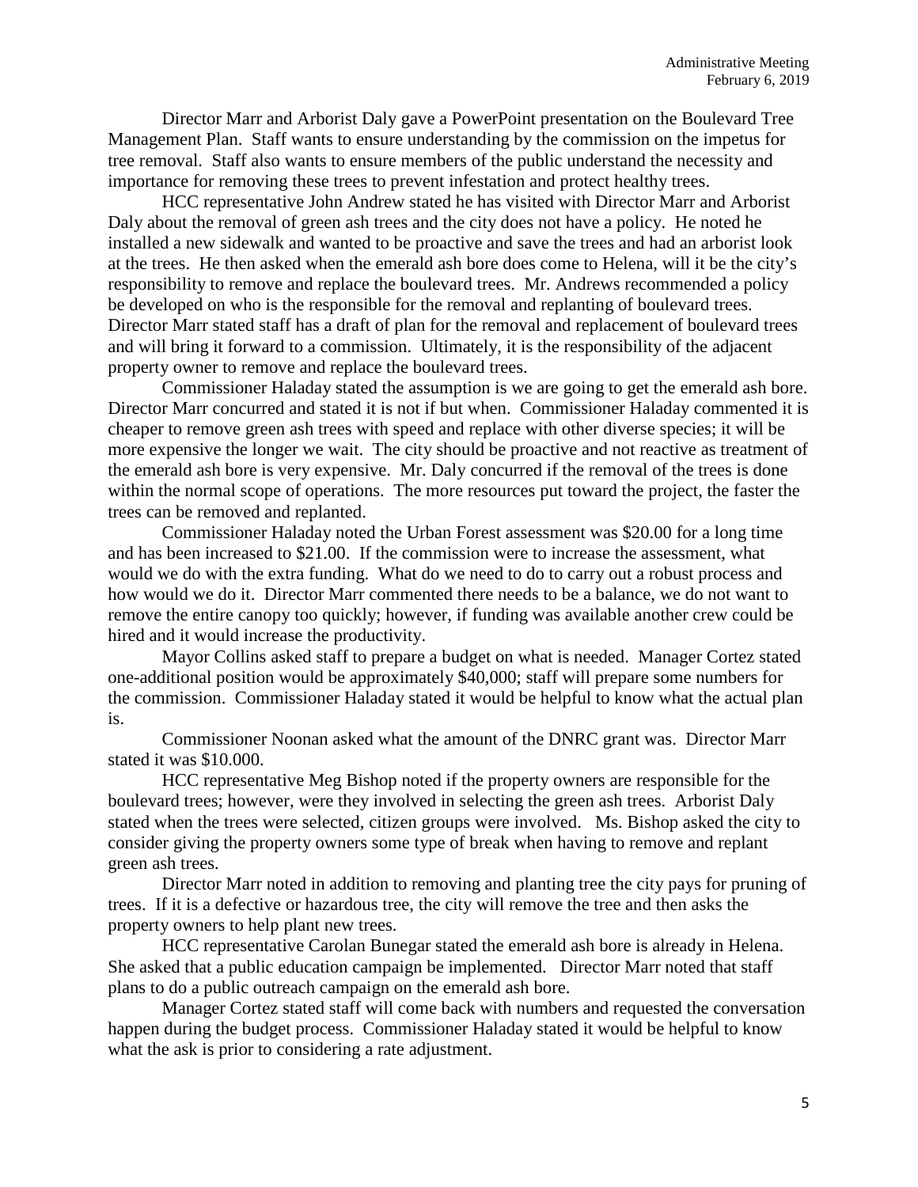Director Marr and Arborist Daly gave a PowerPoint presentation on the Boulevard Tree Management Plan. Staff wants to ensure understanding by the commission on the impetus for tree removal. Staff also wants to ensure members of the public understand the necessity and importance for removing these trees to prevent infestation and protect healthy trees.

HCC representative John Andrew stated he has visited with Director Marr and Arborist Daly about the removal of green ash trees and the city does not have a policy. He noted he installed a new sidewalk and wanted to be proactive and save the trees and had an arborist look at the trees. He then asked when the emerald ash bore does come to Helena, will it be the city's responsibility to remove and replace the boulevard trees. Mr. Andrews recommended a policy be developed on who is the responsible for the removal and replanting of boulevard trees. Director Marr stated staff has a draft of plan for the removal and replacement of boulevard trees and will bring it forward to a commission. Ultimately, it is the responsibility of the adjacent property owner to remove and replace the boulevard trees.

Commissioner Haladay stated the assumption is we are going to get the emerald ash bore. Director Marr concurred and stated it is not if but when. Commissioner Haladay commented it is cheaper to remove green ash trees with speed and replace with other diverse species; it will be more expensive the longer we wait. The city should be proactive and not reactive as treatment of the emerald ash bore is very expensive. Mr. Daly concurred if the removal of the trees is done within the normal scope of operations. The more resources put toward the project, the faster the trees can be removed and replanted.

Commissioner Haladay noted the Urban Forest assessment was $20.00 for a long time and has been increased to $21.00. If the commission were to increase the assessment, what would we do with the extra funding. What do we need to do to carry out a robust process and how would we do it. Director Marr commented there needs to be a balance, we do not want to remove the entire canopy too quickly; however, if funding was available another crew could be hired and it would increase the productivity.

Mayor Collins asked staff to prepare a budget on what is needed. Manager Cortez stated one-additional position would be approximately $40,000; staff will prepare some numbers for the commission. Commissioner Haladay stated it would be helpful to know what the actual plan is.

Commissioner Noonan asked what the amount of the DNRC grant was. Director Marr stated it was $10.000.

HCC representative Meg Bishop noted if the property owners are responsible for the boulevard trees; however, were they involved in selecting the green ash trees. Arborist Daly stated when the trees were selected, citizen groups were involved. Ms. Bishop asked the city to consider giving the property owners some type of break when having to remove and replant green ash trees.

Director Marr noted in addition to removing and planting tree the city pays for pruning of trees. If it is a defective or hazardous tree, the city will remove the tree and then asks the property owners to help plant new trees.

HCC representative Carolan Bunegar stated the emerald ash bore is already in Helena. She asked that a public education campaign be implemented. Director Marr noted that staff plans to do a public outreach campaign on the emerald ash bore.

Manager Cortez stated staff will come back with numbers and requested the conversation happen during the budget process. Commissioner Haladay stated it would be helpful to know what the ask is prior to considering a rate adjustment.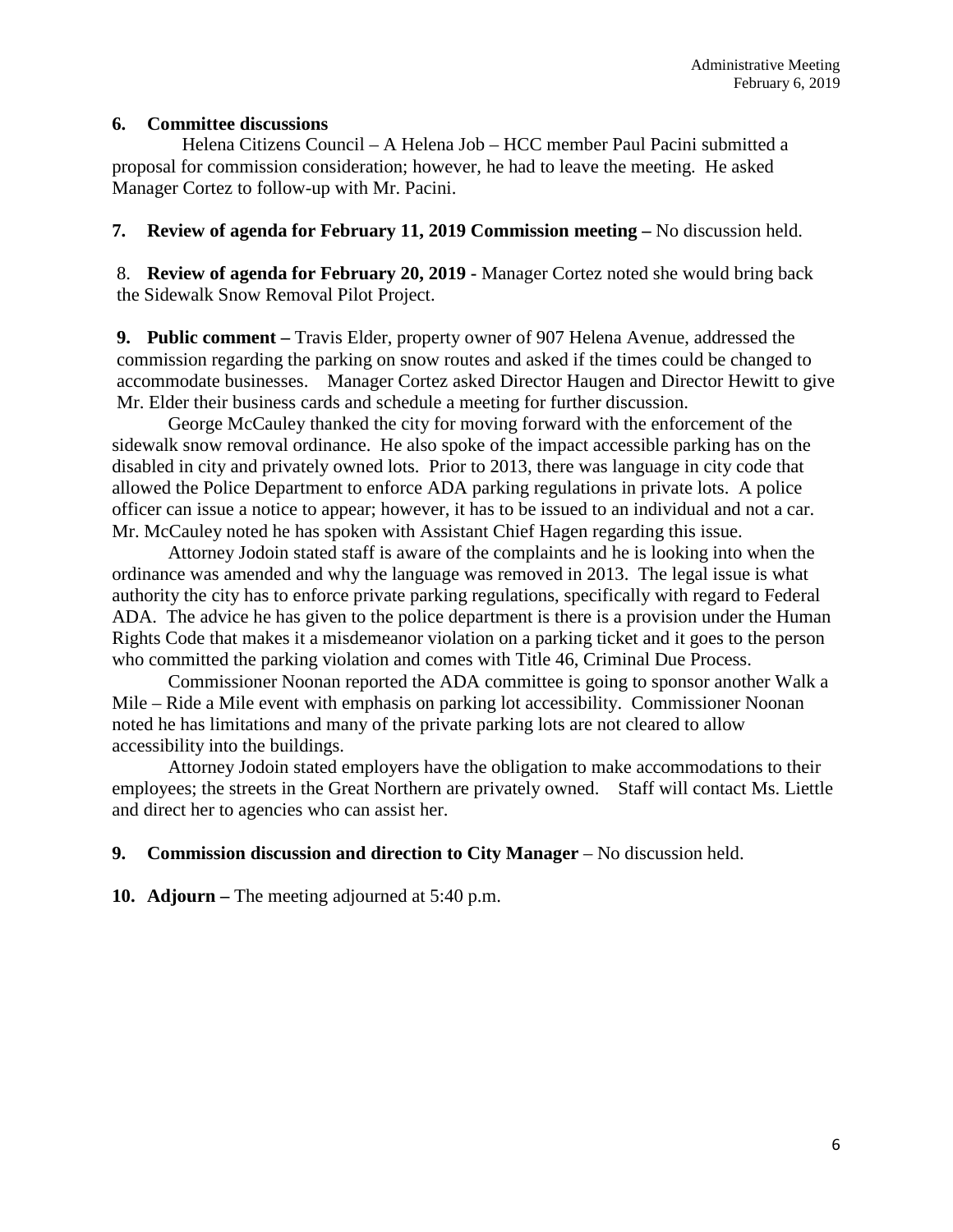**6. Committee discussions**

Helena Citizens Council – A Helena Job – HCC member Paul Pacini submitted a proposal for commission consideration; however, he had to leave the meeting. He asked Manager Cortez to follow-up with Mr. Pacini.

**7. Review of agenda for February 11, 2019 Commission meeting –** No discussion held.

8. **Review of agenda for February 20, 2019 -** Manager Cortez noted she would bring back the Sidewalk Snow Removal Pilot Project.

**9. Public comment –** Travis Elder, property owner of 907 Helena Avenue, addressed the commission regarding the parking on snow routes and asked if the times could be changed to accommodate businesses. Manager Cortez asked Director Haugen and Director Hewitt to give Mr. Elder their business cards and schedule a meeting for further discussion.

George McCauley thanked the city for moving forward with the enforcement of the sidewalk snow removal ordinance. He also spoke of the impact accessible parking has on the disabled in city and privately owned lots. Prior to 2013, there was language in city code that allowed the Police Department to enforce ADA parking regulations in private lots. A police officer can issue a notice to appear; however, it has to be issued to an individual and not a car. Mr. McCauley noted he has spoken with Assistant Chief Hagen regarding this issue.

Attorney Jodoin stated staff is aware of the complaints and he is looking into when the ordinance was amended and why the language was removed in 2013. The legal issue is what authority the city has to enforce private parking regulations, specifically with regard to Federal ADA. The advice he has given to the police department is there is a provision under the Human Rights Code that makes it a misdemeanor violation on a parking ticket and it goes to the person who committed the parking violation and comes with Title 46, Criminal Due Process.

Commissioner Noonan reported the ADA committee is going to sponsor another Walk a Mile – Ride a Mile event with emphasis on parking lot accessibility. Commissioner Noonan noted he has limitations and many of the private parking lots are not cleared to allow accessibility into the buildings.

Attorney Jodoin stated employers have the obligation to make accommodations to their employees; the streets in the Great Northern are privately owned. Staff will contact Ms. Liettle and direct her to agencies who can assist her.

**9. Commission discussion and direction to City Manager** – No discussion held.

**10. Adjourn –** The meeting adjourned at 5:40 p.m.